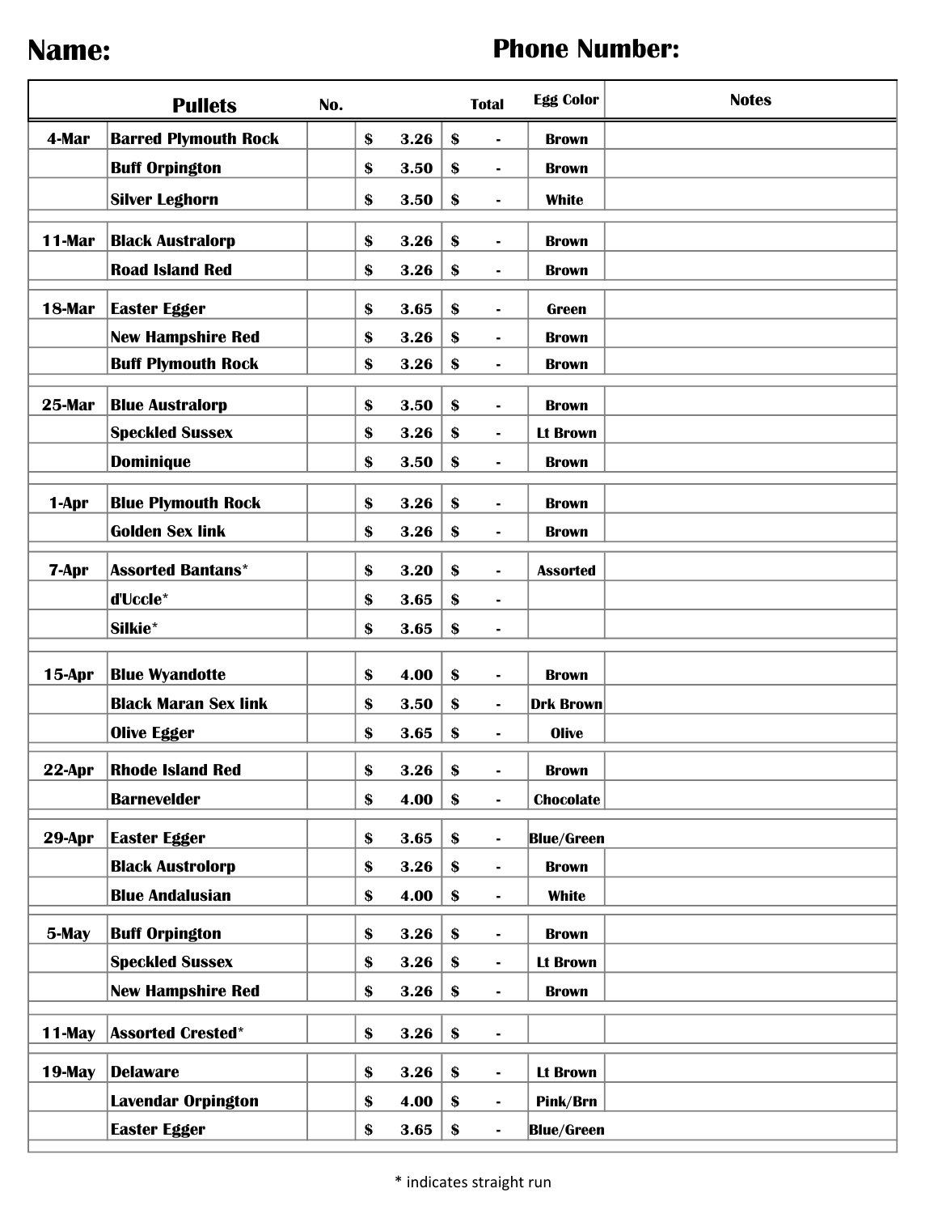**Name:** **Phone Number:**

| | Pullets | No. | | Total | Egg Color | Notes |
|---|---|---|---|---|---|---|
| 4-Mar | Barred Plymouth Rock | | $ 3.26 | $ - | Brown | |
| | Buff Orpington | | $ 3.50 | $ - | Brown | |
| | Silver Leghorn | | $ 3.50 | $ - | White | |
| 11-Mar | Black Australorp | | $ 3.26 | $ - | Brown | |
| | Road Island Red | | $ 3.26 | $ - | Brown | |
| 18-Mar | Easter Egger | | $ 3.65 | $ - | Green | |
| | New Hampshire Red | | $ 3.26 | $ - | Brown | |
| | Buff Plymouth Rock | | $ 3.26 | $ - | Brown | |
| 25-Mar | Blue Australorp | | $ 3.50 | $ - | Brown | |
| | Speckled Sussex | | $ 3.26 | $ - | Lt Brown | |
| | Dominique | | $ 3.50 | $ - | Brown | |
| 1-Apr | Blue Plymouth Rock | | $ 3.26 | $ - | Brown | |
| | Golden Sex link | | $ 3.26 | $ - | Brown | |
| 7-Apr | Assorted Bantans* | | $ 3.20 | $ - | Assorted | |
| | d'Uccle* | | $ 3.65 | $ - | | |
| | Silkie* | | $ 3.65 | $ - | | |
| 15-Apr | Blue Wyandotte | | $ 4.00 | $ - | Brown | |
| | Black Maran Sex link | | $ 3.50 | $ - | Drk Brown | |
| | Olive Egger | | $ 3.65 | $ - | Olive | |
| 22-Apr | Rhode Island Red | | $ 3.26 | $ - | Brown | |
| | Barnevelder | | $ 4.00 | $ - | Chocolate | |
| 29-Apr | Easter Egger | | $ 3.65 | $ - | Blue/Green | |
| | Black Austrolorp | | $ 3.26 | $ - | Brown | |
| | Blue Andalusian | | $ 4.00 | $ - | White | |
| 5-May | Buff Orpington | | $ 3.26 | $ - | Brown | |
| | Speckled Sussex | | $ 3.26 | $ - | Lt Brown | |
| | New Hampshire Red | | $ 3.26 | $ - | Brown | |
| 11-May | Assorted Crested* | | $ 3.26 | $ - | | |
| 19-May | Delaware | | $ 3.26 | $ - | Lt Brown | |
| | Lavendar Orpington | | $ 4.00 | $ - | Pink/Brn | |
| | Easter Egger | | $ 3.65 | $ - | Blue/Green | |

* indicates straight run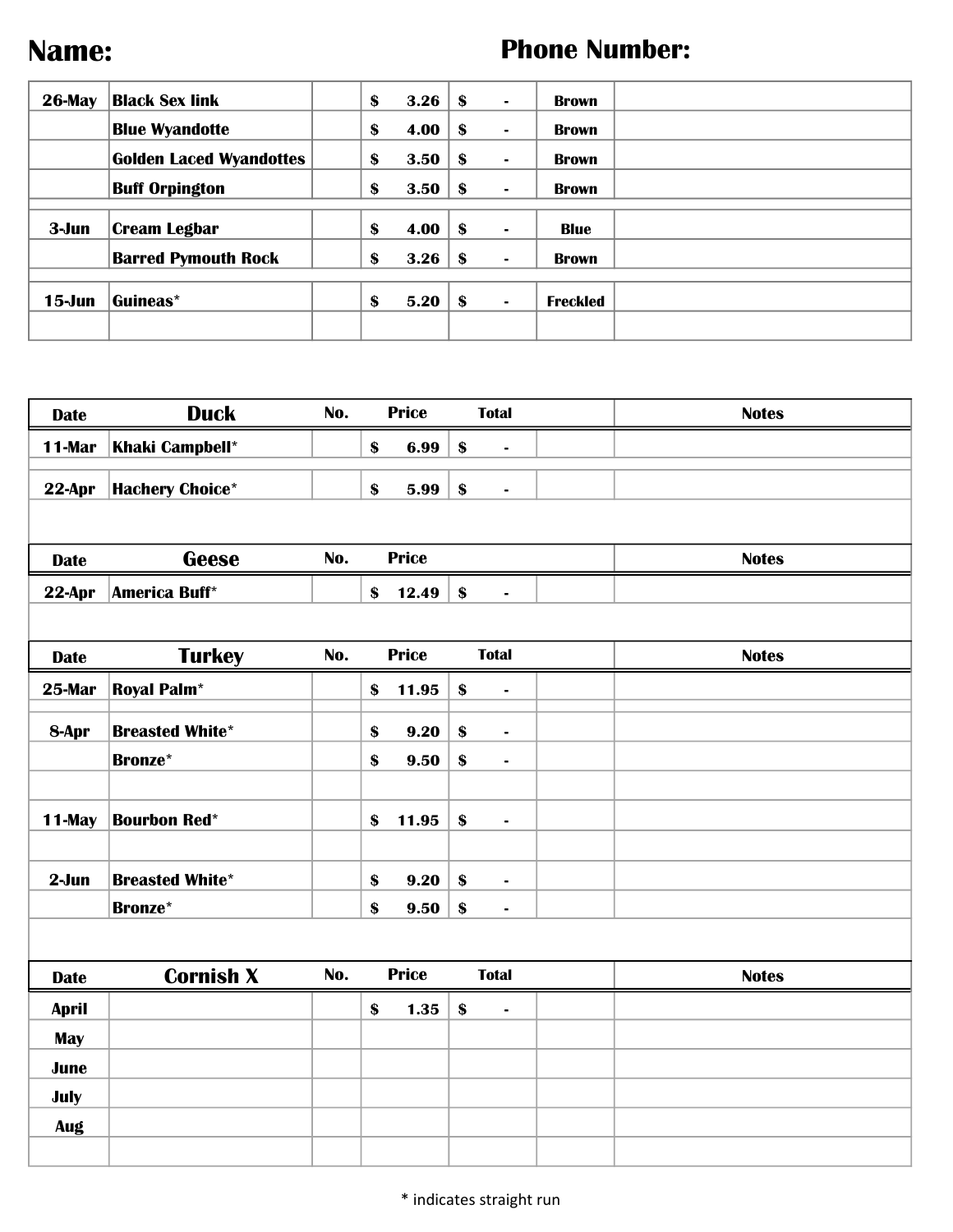**Name:** **Phone Number:**

| | | | | | | |
|---|---|---|---|---|---|---|
| **26-May** | **Black Sex link** | | **$ 3.26** | **$ -** | **Brown** | |
| | **Blue Wyandotte** | | **$ 4.00** | **$ -** | **Brown** | |
| | **Golden Laced Wyandottes** | | **$ 3.50** | **$ -** | **Brown** | |
| | **Buff Orpington** | | **$ 3.50** | **$ -** | **Brown** | |
| **3-Jun** | **Cream Legbar** | | **$ 4.00** | **$ -** | **Blue** | |
| | **Barred Pymouth Rock** | | **$ 3.26** | **$ -** | **Brown** | |
| **15-Jun** | **Guineas*** | | **$ 5.20** | **$ -** | **Freckled** | |
| | | | | | | |

| Date | Duck | No. | Price | Total | | Notes |
|---|---|---|---|---|---|---|
| **11-Mar** | **Khaki Campbell*** | | **$ 6.99** | **$ -** | | |
| **22-Apr** | **Hachery Choice*** | | **$ 5.99** | **$ -** | | |

| Date | Geese | No. | Price | | | Notes |
|---|---|---|---|---|---|---|
| **22-Apr** | **America Buff*** | | **$ 12.49** | **$ -** | | |

| Date | Turkey | No. | Price | Total | | Notes |
|---|---|---|---|---|---|---|
| **25-Mar** | **Royal Palm*** | | **$ 11.95** | **$ -** | | |
| **8-Apr** | **Breasted White*** | | **$ 9.20** | **$ -** | | |
| | **Bronze*** | | **$ 9.50** | **$ -** | | |
| | | | | | | |
| **11-May** | **Bourbon Red*** | | **$ 11.95** | **$ -** | | |
| | | | | | | |
| **2-Jun** | **Breasted White*** | | **$ 9.20** | **$ -** | | |
| | **Bronze*** | | **$ 9.50** | **$ -** | | |

| Date | Cornish X | No. | Price | Total | | Notes |
|---|---|---|---|---|---|---|
| **April** | | | **$ 1.35** | **$ -** | | |
| **May** | | | | | | |
| **June** | | | | | | |
| **July** | | | | | | |
| **Aug** | | | | | | |
| | | | | | | |

* indicates straight run